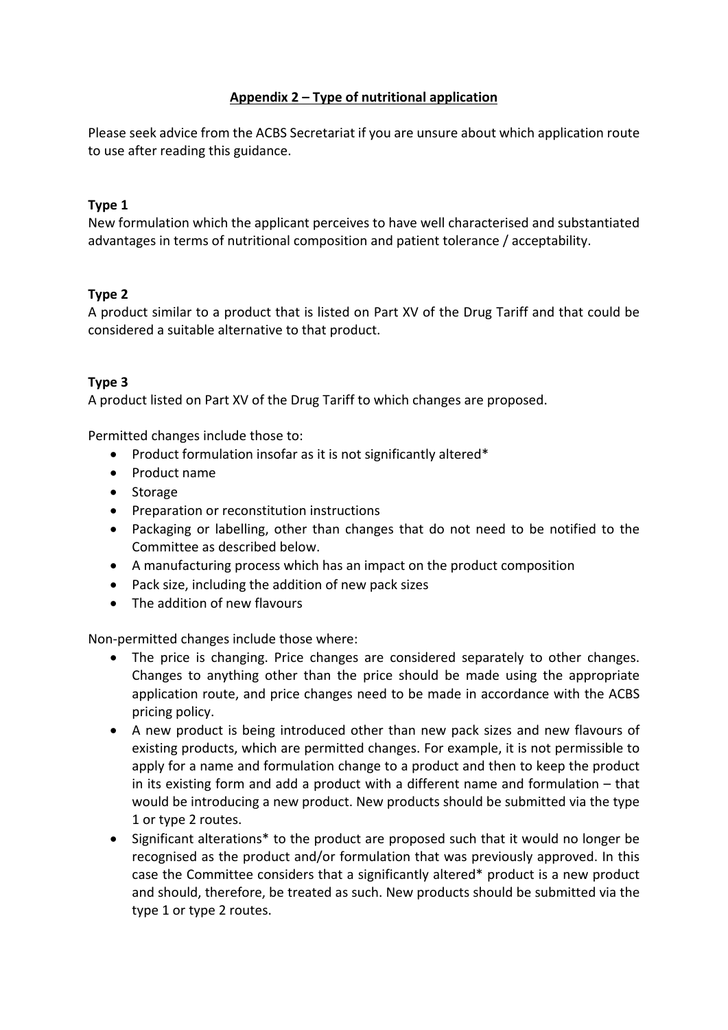## Appendix 2 – Type of nutritional application

Please seek advice from the ACBS Secretariat if you are unsure about which application route to use after reading this guidance.

### Type 1

New formulation which the applicant perceives to have well characterised and substantiated advantages in terms of nutritional composition and patient tolerance / acceptability.

### Type 2

A product similar to a product that is listed on Part XV of the Drug Tariff and that could be considered a suitable alternative to that product.

### Type 3

A product listed on Part XV of the Drug Tariff to which changes are proposed.

Permitted changes include those to:

- Product formulation insofar as it is not significantly altered*
- Product name
- Storage
- Preparation or reconstitution instructions
- Packaging or labelling, other than changes that do not need to be notified to the Committee as described below.
- A manufacturing process which has an impact on the product composition
- Pack size, including the addition of new pack sizes
- The addition of new flavours

Non-permitted changes include those where:

- The price is changing. Price changes are considered separately to other changes. Changes to anything other than the price should be made using the appropriate application route, and price changes need to be made in accordance with the ACBS pricing policy.
- A new product is being introduced other than new pack sizes and new flavours of existing products, which are permitted changes. For example, it is not permissible to apply for a name and formulation change to a product and then to keep the product in its existing form and add a product with a different name and formulation – that would be introducing a new product. New products should be submitted via the type 1 or type 2 routes.
- Significant alterations* to the product are proposed such that it would no longer be recognised as the product and/or formulation that was previously approved. In this case the Committee considers that a significantly altered* product is a new product and should, therefore, be treated as such. New products should be submitted via the type 1 or type 2 routes.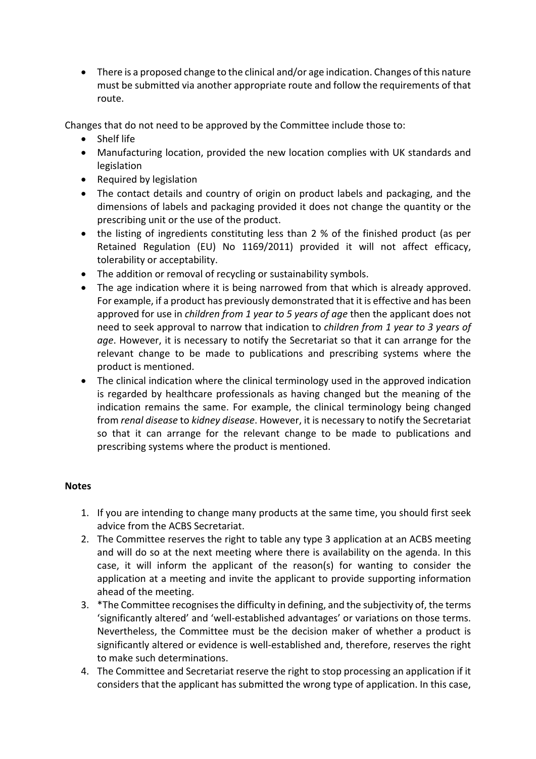- There is a proposed change to the clinical and/or age indication. Changes of this nature must be submitted via another appropriate route and follow the requirements of that route.

Changes that do not need to be approved by the Committee include those to:

- Shelf life
- Manufacturing location, provided the new location complies with UK standards and legislation
- Required by legislation
- The contact details and country of origin on product labels and packaging, and the dimensions of labels and packaging provided it does not change the quantity or the prescribing unit or the use of the product.
- the listing of ingredients constituting less than 2 % of the finished product (as per Retained Regulation (EU) No 1169/2011) provided it will not affect efficacy, tolerability or acceptability.
- The addition or removal of recycling or sustainability symbols.
- The age indication where it is being narrowed from that which is already approved. For example, if a product has previously demonstrated that it is effective and has been approved for use in *children from 1 year to 5 years of age* then the applicant does not need to seek approval to narrow that indication to *children from 1 year to 3 years of age*. However, it is necessary to notify the Secretariat so that it can arrange for the relevant change to be made to publications and prescribing systems where the product is mentioned.
- The clinical indication where the clinical terminology used in the approved indication is regarded by healthcare professionals as having changed but the meaning of the indication remains the same. For example, the clinical terminology being changed from *renal disease* to *kidney disease*. However, it is necessary to notify the Secretariat so that it can arrange for the relevant change to be made to publications and prescribing systems where the product is mentioned.

**Notes**

1. If you are intending to change many products at the same time, you should first seek advice from the ACBS Secretariat.
2. The Committee reserves the right to table any type 3 application at an ACBS meeting and will do so at the next meeting where there is availability on the agenda. In this case, it will inform the applicant of the reason(s) for wanting to consider the application at a meeting and invite the applicant to provide supporting information ahead of the meeting.
3. *The Committee recognises the difficulty in defining, and the subjectivity of, the terms 'significantly altered' and 'well-established advantages' or variations on those terms. Nevertheless, the Committee must be the decision maker of whether a product is significantly altered or evidence is well-established and, therefore, reserves the right to make such determinations.
4. The Committee and Secretariat reserve the right to stop processing an application if it considers that the applicant has submitted the wrong type of application. In this case,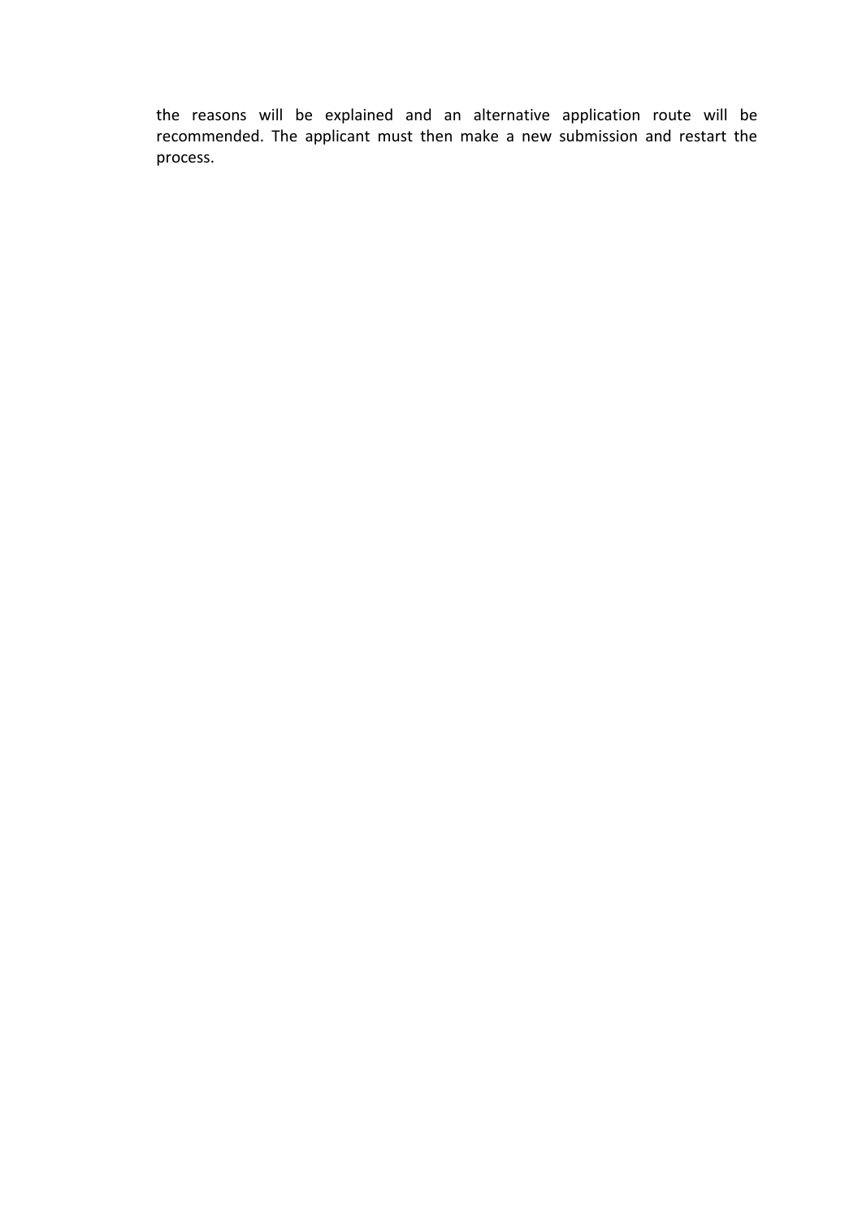the reasons will be explained and an alternative application route will be recommended. The applicant must then make a new submission and restart the process.